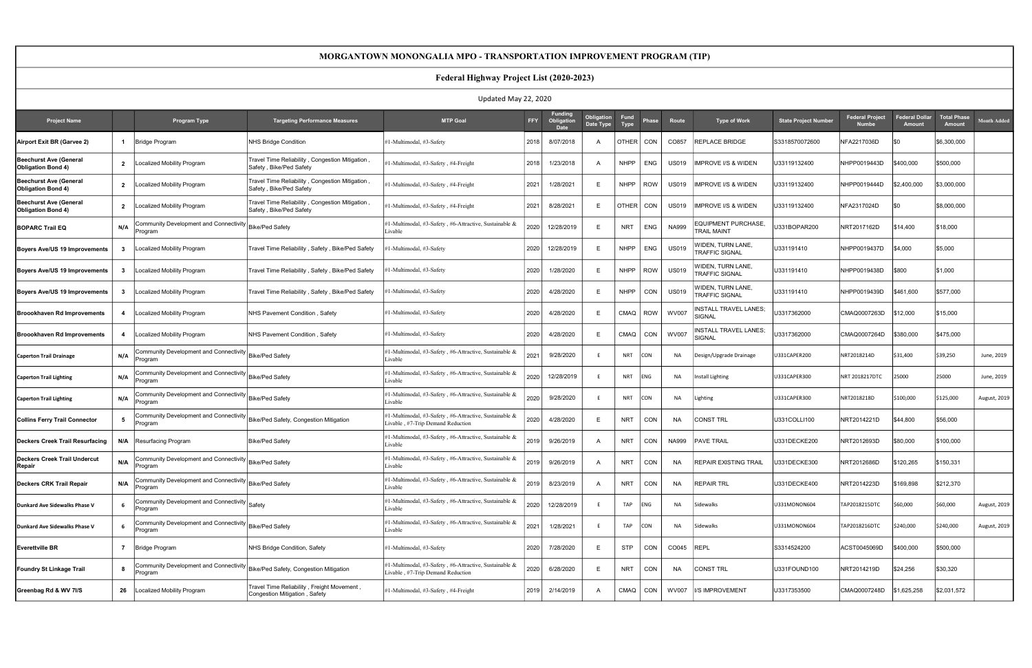# MORGANTOWN MONONGALIA MPO - TRANSPORTATION IMPROVEMENT PROGRAM (TIP)

## Federal Highway Project List (2020-2023)

Updated May 22, 2020

| Project Name | | Program Type | Targeting Performance Measures | MTP Goal | FFY | Funding Obligation Date | Obligation Date Type | Fund Type | Phase | Route | Type of Work | State Project Number | Federal Project Numbe | Federal Dollar Amount | Total Phase Amount | Month Added |
|---|---|---|---|---|---|---|---|---|---|---|---|---|---|---|---|---|
| Airport Exit BR (Garvee 2) | 1 | Bridge Program | NHS Bridge Condition | #1-Multimodal, #3-Safety | 2018 | 8/07/2018 | A | OTHER | CON | CO857 | REPLACE BRIDGE | S3318570072600 | NFA2217036D | $0 | $6,300,000 | |
| Beechurst Ave (General Obligation Bond 4) | 2 | Localized Mobility Program | Travel Time Reliability , Congestion Mitigation , Safety , Bike/Ped Safety | #1-Multimodal, #3-Safety , #4-Freight | 2018 | 1/23/2018 | A | NHPP | ENG | US019 | IMPROVE I/S & WIDEN | U33119132400 | NHPP0019443D | $400,000 | $500,000 | |
| Beechurst Ave (General Obligation Bond 4) | 2 | Localized Mobility Program | Travel Time Reliability , Congestion Mitigation , Safety , Bike/Ped Safety | #1-Multimodal, #3-Safety , #4-Freight | 2021 | 1/28/2021 | E | NHPP | ROW | US019 | IMPROVE I/S & WIDEN | U33119132400 | NHPP0019444D | $2,400,000 | $3,000,000 | |
| Beechurst Ave (General Obligation Bond 4) | 2 | Localized Mobility Program | Travel Time Reliability , Congestion Mitigation , Safety , Bike/Ped Safety | #1-Multimodal, #3-Safety , #4-Freight | 2021 | 8/28/2021 | E | OTHER | CON | US019 | IMPROVE I/S & WIDEN | U33119132400 | NFA2317024D | $0 | $8,000,000 | |
| BOPARC Trail EQ | N/A | Community Development and Connectivity Program | Bike/Ped Safety | #1-Multimodal, #3-Safety , #6-Attractive, Sustainable & Livable | 2020 | 12/28/2019 | E | NRT | ENG | NA999 | EQUIPMENT PURCHASE, TRAIL MAINT | U331BOPAR200 | NRT2017162D | $14,400 | $18,000 | |
| Boyers Ave/US 19 Improvements | 3 | Localized Mobility Program | Travel Time Reliability , Safety , Bike/Ped Safety | #1-Multimodal, #3-Safety | 2020 | 12/28/2019 | E | NHPP | ENG | US019 | WIDEN, TURN LANE, TRAFFIC SIGNAL | U331191410 | NHPP0019437D | $4,000 | $5,000 | |
| Boyers Ave/US 19 Improvements | 3 | Localized Mobility Program | Travel Time Reliability , Safety , Bike/Ped Safety | #1-Multimodal, #3-Safety | 2020 | 1/28/2020 | E | NHPP | ROW | US019 | WIDEN, TURN LANE, TRAFFIC SIGNAL | U331191410 | NHPP0019438D | $800 | $1,000 | |
| Boyers Ave/US 19 Improvements | 3 | Localized Mobility Program | Travel Time Reliability , Safety , Bike/Ped Safety | #1-Multimodal, #3-Safety | 2020 | 4/28/2020 | E | NHPP | CON | US019 | WIDEN, TURN LANE, TRAFFIC SIGNAL | U331191410 | NHPP0019439D | $461,600 | $577,000 | |
| Broookhaven Rd Improvements | 4 | Localized Mobility Program | NHS Pavement Condition , Safety | #1-Multimodal, #3-Safety | 2020 | 4/28/2020 | E | CMAQ | ROW | WV007 | INSTALL TRAVEL LANES; SIGNAL | U3317362000 | CMAQ0007263D | $12,000 | $15,000 | |
| Broookhaven Rd Improvements | 4 | Localized Mobility Program | NHS Pavement Condition , Safety | #1-Multimodal, #3-Safety | 2020 | 4/28/2020 | E | CMAQ | CON | WV007 | INSTALL TRAVEL LANES; SIGNAL | U3317362000 | CMAQ0007264D | $380,000 | $475,000 | |
| Caperton Trail Drainage | N/A | Community Development and Connectivity Program | Bike/Ped Safety | #1-Multimodal, #3-Safety , #6-Attractive, Sustainable & Livable | 2021 | 9/28/2020 | E | NRT | CON | NA | Design/Upgrade Drainage | U331CAPER200 | NRT2018214D | $31,400 | $39,250 | June, 2019 |
| Caperton Trail Lighting | N/A | Community Development and Connectivity Program | Bike/Ped Safety | #1-Multimodal, #3-Safety , #6-Attractive, Sustainable & Livable | 2020 | 12/28/2019 | E | NRT | ENG | NA | Install Lighting | U331CAPER300 | NRT 2018217DTC | 25000 | 25000 | June, 2019 |
| Caperton Trail Lighting | N/A | Community Development and Connectivity Program | Bike/Ped Safety | #1-Multimodal, #3-Safety , #6-Attractive, Sustainable & Livable | 2020 | 9/28/2020 | E | NRT | CON | NA | Lighting | U331CAPER300 | NRT2018218D | $100,000 | $125,000 | August, 2019 |
| Collins Ferry Trail Connector | 5 | Community Development and Connectivity Program | Bike/Ped Safety, Congestion Mitigation | #1-Multimodal, #3-Safety , #6-Attractive, Sustainable & Livable , #7-Trip Demand Reduction | 2020 | 4/28/2020 | E | NRT | CON | NA | CONST TRL | U331COLLI100 | NRT2014221D | $44,800 | $56,000 | |
| Deckers Creek Trail Resurfacing | N/A | Resurfacing Program | Bike/Ped Safety | #1-Multimodal, #3-Safety , #6-Attractive, Sustainable & Livable | 2019 | 9/26/2019 | A | NRT | CON | NA999 | PAVE TRAIL | U331DECKE200 | NRT2012693D | $80,000 | $100,000 | |
| Deckers Creek Trail Undercut Repair | N/A | Community Development and Connectivity Program | Bike/Ped Safety | #1-Multimodal, #3-Safety , #6-Attractive, Sustainable & Livable | 2019 | 9/26/2019 | A | NRT | CON | NA | REPAIR EXISTING TRAIL | U331DECKE300 | NRT2012686D | $120,265 | $150,331 | |
| Deckers CRK Trail Repair | N/A | Community Development and Connectivity Program | Bike/Ped Safety | #1-Multimodal, #3-Safety , #6-Attractive, Sustainable & Livable | 2019 | 8/23/2019 | A | NRT | CON | NA | REPAIR TRL | U331DECKE400 | NRT2014223D | $169,898 | $212,370 | |
| Dunkard Ave Sidewalks Phase V | 6 | Community Development and Connectivity Program | Safety | #1-Multimodal, #3-Safety , #6-Attractive, Sustainable & Livable | 2020 | 12/28/2019 | E | TAP | ENG | NA | Sidewalks | U331MONON604 | TAP2018215DTC | $60,000 | $60,000 | August, 2019 |
| Dunkard Ave Sidewalks Phase V | 6 | Community Development and Connectivity Program | Bike/Ped Safety | #1-Multimodal, #3-Safety , #6-Attractive, Sustainable & Livable | 2021 | 1/28/2021 | E | TAP | CON | NA | Sidewalks | U331MONON604 | TAP2018216DTC | $240,000 | $240,000 | August, 2019 |
| Everettville BR | 7 | Bridge Program | NHS Bridge Condition, Safety | #1-Multimodal, #3-Safety | 2020 | 7/28/2020 | E | STP | CON | CO045 | REPL | S3314524200 | ACST0045069D | $400,000 | $500,000 | |
| Foundry St Linkage Trail | 8 | Community Development and Connectivity Program | Bike/Ped Safety, Congestion Mitigation | #1-Multimodal, #3-Safety , #6-Attractive, Sustainable & Livable , #7-Trip Demand Reduction | 2020 | 6/28/2020 | E | NRT | CON | NA | CONST TRL | U331FOUND100 | NRT2014219D | $24,256 | $30,320 | |
| Greenbag Rd & WV 7I/S | 26 | Localized Mobility Program | Travel Time Reliability , Freight Movement , Congestion Mitigation , Safety | #1-Multimodal, #3-Safety , #4-Freight | 2019 | 2/14/2019 | A | CMAQ | CON | WV007 | I/S IMPROVEMENT | U3317353500 | CMAQ0007248D | $1,625,258 | $2,031,572 | |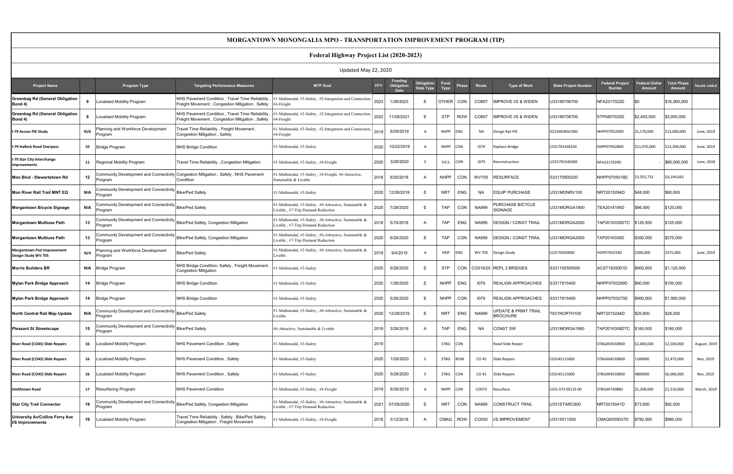# MORGANTOWN MONONGALIA MPO - TRANSPORTATION IMPROVEMENT PROGRAM (TIP)

## Federal Highway Project List (2020-2023)

Updated May 22, 2020

| Project Name | | Program Type | Targeting Performance Measures | MTP Goal | FFY | Funding Obligation Date | Obligation Date Type | Fund Type | Phase | Route | Type of Work | State Project Number | Federal Project Numbe | Federal Dollar Amount | Total Phase Amount | Month Added |
|---|---|---|---|---|---|---|---|---|---|---|---|---|---|---|---|---|
| Greenbag Rd (General Obligation Bond 4) | 9 | Localized Mobility Program | NHS Pavement Condition , Travel Time Reliability , Freight Movement , Congestion Mitigation , Safety | #1-Multimodal, #3-Safety , #2-Integration and Connection, #4-Freight | 2023 | 1/28/2023 | E | OTHER | CON | CO857 | IMPROVE I/S & WIDEN | U33185706700 | NFA2317022D | $0 | $16,000,000 | |
| Greenbag Rd (General Obligation Bond 4) | 9 | Localized Mobility Program | NHS Pavement Condition , Travel Time Reliability , Freight Movement , Congestion Mitigation , Safety | #1-Multimodal, #3-Safety , #2-Integration and Connection, #4-Freight | 2022 | 11/28/2021 | E | STP | ROW | CO857 | IMPROVE I/S & WIDEN | U33185706700 | STP0857020D | $2,400,000 | $3,000,000 | |
| I-79 Access PIE Study | N/A | Planning and Workforce Development Program | Travel Time Reliability , Freight Movement , Congestion Mitigation , Safety | #1-Multimodal, #3-Safety , #2-Integration and Connection, #4-Freight | 2019 | 8/29/2019 | A | NHPP | ENG | NA | Design Rpt PIE | X231MORAC000 | NHPP0792200D | $1,170,000 | $13,000,000 | June, 2019 |
| I-79 Halleck Road Overpass | 10 | Bridge Program | NHS Bridge Condition | #1-Multimodal, #3-Safety | 2020 | 10/22/2019 | A | NHPP | CON | I079 | Replace Bridge | S331791438100 | NHPP0793280D | $11,970,000 | $13,300,000 | June, 2019 |
| I-79 Star City Interchange Improvements | 11 | Regional Mobility Program | Travel Time Reliability , Congestion Mitigation | #1-Multimodal, #3-Safety , #4-Freight | 2020 | 3/28/2020 | E | NFA | CON | I079 | Reconstruction | U331791545000 | NFA2317029D | - | $66,000,000 | June, 2018 |
| Mon Blvd - Stewartstown Rd | 12 | Community Development and Connectivity Program | Congestion Mitigation , Safety , NHS Pavement Condition | #1-Multimodal, #3-Safety , #4-Freight, #6-Attractive, Sustainable & Livable | 2018 | 9/25/2018 | A | NHPP | CON | WV705 | RESURFACE | S33170500200 | NHPP0705018D | $3,355,732 | $4,194,665 | |
| Mon River Rail Trail MNT EQ | N/A | Community Development and Connectivity Program | Bike/Ped Safety | #1-Multimodal, #3-Safety | 2020 | 12/28/2019 | E | NRT | ENG | NA | EQUIP PURCHASE | U331MONRV100 | NRT2015294D | $48,000 | $60,000 | |
| Morgantown Bicycle Signage | N/A | Community Development and Connectivity Program | Bike/Ped Safety | #1-Multimodal, #3-Safety , #6-Attractive, Sustainable & Livable , #7-Trip Demand Reduction | 2020 | 7/28/2020 | E | TAP | CON | NA999 | PURCHASE BICYCLE SIGNAGE | U331MORGA1800 | TEA2014195D | $96,000 | $120,000 | |
| Morgantown Multiuse Path | 13 | Community Development and Connectivity Program | Bike/Ped Safety, Congestion Mitigation | #1-Multimodal, #3-Safety , #6-Attractive, Sustainable & Livable , #7-Trip Demand Reduction | 2018 | 5/10/2018 | A | TAP | ENG | NA999 | DESIGN / CONST TRAIL | U331MORGA2000 | TAP2016335DTC | $125,000 | $125,000 | |
| Morgantown Multiuse Path | 13 | Community Development and Connectivity Program | Bike/Ped Safety, Congestion Mitigation | #1-Multimodal, #3-Safety , #6-Attractive, Sustainable & Livable , #7-Trip Demand Reduction | 2020 | 6/28/2020 | E | TAP | CON | NA999 | DESIGN / CONST TRAIL | U331MORGA2000 | TAP2016336D | $300,000 | $375,000 | |
| Morgantown Ped Improvement Design Study WV 705 | N/A | Planning and Workforce Development Program | Bike/Ped Safety | #1-Multimodal, #3-Safety , #6-Attractive, Sustainable & Livable | 2019 | 9/4/2019 | A | HSIP | ENG | WV 705 | Design Study | S23170500000 | HSIP0705019D | $300,000 | $375,000 | June, 2019 |
| Morris Builders BR | N/A | Bridge Program | NHS Bridge Condition, Safety , Freight Movement , Congestion Mitigation | #1-Multimodal, #3-Safety | 2020 | 5/28/2020 | E | STP | CON | CO019/25 | REPL 2 BRIDGES | S331192505500 | ACST1925001D | $900,000 | $1,125,000 | |
| Mylan Park Bridge Approach | 14 | Bridge Program | NHS Bridge Condition | #1-Multimodal, #3-Safety | 2020 | 1/28/2020 | E | NHPP | ENG | I079 | REALIGN APPROACHES | S3317915400 | NHPP0793269D | $90,000 | $100,000 | |
| Mylan Park Bridge Approach | 14 | Bridge Program | NHS Bridge Condition | #1-Multimodal, #3-Safety | 2020 | 5/28/2020 | E | NHPP | CON | I079 | REALIGN APPROACHES | S3317915400 | NHPP0793270D | $900,000 | $1,000,000 | |
| North Central Rail Map Update | N/A | Community Development and Connectivity Program | Bike/Ped Safety | #1-Multimodal, #3-Safety , #6-Attractive, Sustainable & Livable | 2020 | 12/28/2019 | E | NRT | ENG | NA999 | UPDATE & PRINT TRAIL BROCHURE | T631NORTH100 | NRT2015244D | $20,800 | $26,000 | |
| Pleasant St Streetscape | 15 | Community Development and Connectivity Program | Bike/Ped Safety | #6-Attractive, Sustainable & Livable | 2019 | 3/28/2019 | A | TAP | ENG | NA | CONST SW | U331MORGA1900 | TAP2016309DTC | $160,000 | $160,000 | |
| River Road (CO45) Slide Repairs | 16 | Localized Mobility Program | NHS Pavement Condition , Safety | #1-Multimodal, #3-Safety | 2019 | | | STBG | CON | | Road Slide Repair | | STBG0045S080D | $2,000,000 | $2,500,000 | August, 2019 |
| River Road (CO45) Slide Repairs | 16 | Localized Mobility Program | NHS Pavement Condition , Safety | #1-Multimodal, #3-Safety | 2020 | 1/28/2020 | E | STBG | ROW | CO 45 | Slide Repairs | S33145115000 | STBG0045S080D | 1180000 | $1,475,000 | Nov, 2019 |
| River Road (CO45) Slide Repairs | 16 | Localized Mobility Program | NHS Pavement Condition , Safety | #1-Multimodal, #3-Safety | 2020 | 5/28/2020 | E | STBG | CON | CO 45 | Slide Repairs | S33145115000 | STBG0045S080D | 4800000 | $6,000,000 | Nov, 2019 |
| Smithtown Road | 17 | Resurfacing Program | NHS Pavement Condition | #1-Multimodal, #3-Safety , #4-Freight | 2019 | 6/26/2019 | A | NHPP | CON | C0073 | Resurface | S331 073 00135 00 | STBG0073088D | $1,208,000 | $1,510,000 | March, 2019 |
| Star City Trail Connector | 18 | Community Development and Connectivity Program | Bike/Ped Safety, Congestion Mitigation | #1-Multimodal, #3-Safety , #6-Attractive, Sustainable & Livable , #7-Trip Demand Reduction | 2021 | 07/28/2020 | E | NRT | CON | NA999 | CONSTRUCT TRAIL | U331STARC800 | NRT2015041D | $73,600 | $92,000 | |
| University Av/Collins Ferry Ave I/S Improvements | 19 | Localized Mobility Program | Travel Time Reliability , Safety , Bike/Ped Safety, Congestion Mitigation , Freight Movement | #1-Multimodal, #3-Safety , #4-Freight | 2018 | 3/12/2018 | A | CMAQ | ROW | CO055 | I/S IMPROVEMENT | U3315511000 | CMAQ0055037D | $792,000 | $990,000 | |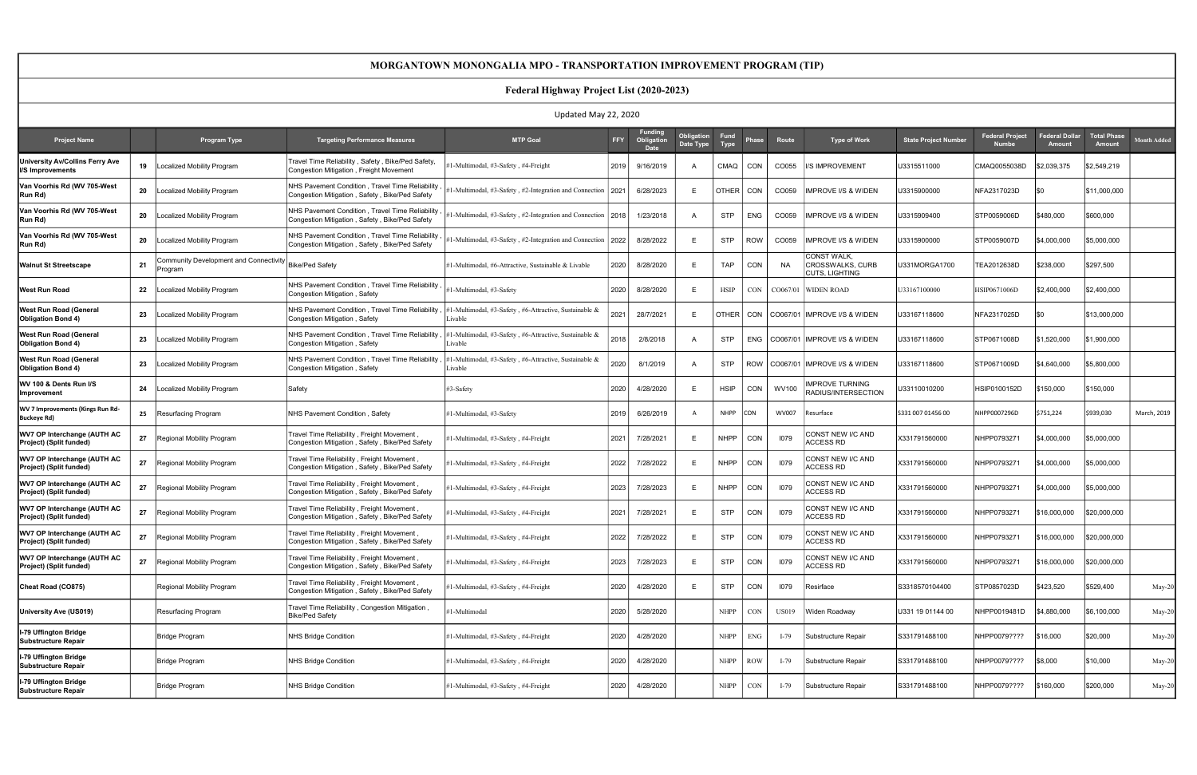# MORGANTOWN MONONGALIA MPO - TRANSPORTATION IMPROVEMENT PROGRAM (TIP)

## Federal Highway Project List (2020-2023)

Updated May 22, 2020

| Project Name | | Program Type | Targeting Performance Measures | MTP Goal | FFY | Funding Obligation Date | Obligation Date Type | Fund Type | Phase | Route | Type of Work | State Project Number | Federal Project Numbe | Federal Dollar Amount | Total Phase Amount | Month Added |
|---|---|---|---|---|---|---|---|---|---|---|---|---|---|---|---|---|
| University Av/Collins Ferry Ave I/S Improvements | 19 | Localized Mobility Program | Travel Time Reliability , Safety , Bike/Ped Safety, Congestion Mitigation , Freight Movement | #1-Multimodal, #3-Safety , #4-Freight | 2019 | 9/16/2019 | A | CMAQ | CON | CO055 | I/S IMPROVEMENT | U3315511000 | CMAQ0055038D | $2,039,375 | $2,549,219 | |
| Van Voorhis Rd (WV 705-West Run Rd) | 20 | Localized Mobility Program | NHS Pavement Condition , Travel Time Reliability , Congestion Mitigation , Safety , Bike/Ped Safety | #1-Multimodal, #3-Safety , #2-Integration and Connection | 2021 | 6/28/2023 | E | OTHER | CON | CO059 | IMPROVE I/S & WIDEN | U3315900000 | NFA2317023D | $0 | $11,000,000 | |
| Van Voorhis Rd (WV 705-West Run Rd) | 20 | Localized Mobility Program | NHS Pavement Condition , Travel Time Reliability , Congestion Mitigation , Safety , Bike/Ped Safety | #1-Multimodal, #3-Safety , #2-Integration and Connection | 2018 | 1/23/2018 | A | STP | ENG | CO059 | IMPROVE I/S & WIDEN | U3315909400 | STP0059006D | $480,000 | $600,000 | |
| Van Voorhis Rd (WV 705-West Run Rd) | 20 | Localized Mobility Program | NHS Pavement Condition , Travel Time Reliability , Congestion Mitigation , Safety , Bike/Ped Safety | #1-Multimodal, #3-Safety , #2-Integration and Connection | 2022 | 8/28/2022 | E | STP | ROW | CO059 | IMPROVE I/S & WIDEN | U3315900000 | STP0059007D | $4,000,000 | $5,000,000 | |
| Walnut St Streetscape | 21 | Community Development and Connectivity Program | Bike/Ped Safety | #1-Multimodal, #6-Attractive, Sustainable & Livable | 2020 | 8/28/2020 | E | TAP | CON | NA | CONST WALK, CROSSWALKS, CURB CUTS, LIGHTING | U331MORGA1700 | TEA2012638D | $238,000 | $297,500 | |
| West Run Road | 22 | Localized Mobility Program | NHS Pavement Condition , Travel Time Reliability , Congestion Mitigation , Safety | #1-Multimodal, #3-Safety | 2020 | 8/28/2020 | E | HSIP | CON | CO067/01 | WIDEN ROAD | U33167100000 | HSIP0671006D | $2,400,000 | $2,400,000 | |
| West Run Road (General Obligation Bond 4) | 23 | Localized Mobility Program | NHS Pavement Condition , Travel Time Reliability , Congestion Mitigation , Safety | #1-Multimodal, #3-Safety , #6-Attractive, Sustainable & Livable | 2021 | 28/7/2021 | E | OTHER | CON | CO067/01 | IMPROVE I/S & WIDEN | U33167118600 | NFA2317025D | $0 | $13,000,000 | |
| West Run Road (General Obligation Bond 4) | 23 | Localized Mobility Program | NHS Pavement Condition , Travel Time Reliability , Congestion Mitigation , Safety | #1-Multimodal, #3-Safety , #6-Attractive, Sustainable & Livable | 2018 | 2/8/2018 | A | STP | ENG | CO067/01 | IMPROVE I/S & WIDEN | U33167118600 | STP0671008D | $1,520,000 | $1,900,000 | |
| West Run Road (General Obligation Bond 4) | 23 | Localized Mobility Program | NHS Pavement Condition , Travel Time Reliability , Congestion Mitigation , Safety | #1-Multimodal, #3-Safety , #6-Attractive, Sustainable & Livable | 2020 | 8/1/2019 | A | STP | ROW | CO067/01 | IMPROVE I/S & WIDEN | U33167118600 | STP0671009D | $4,640,000 | $5,800,000 | |
| WV 100 & Dents Run I/S Improvement | 24 | Localized Mobility Program | Safety | #3-Safety | 2020 | 4/28/2020 | E | HSIP | CON | WV100 | IMPROVE TURNING RADIUS/INTERSECTION | U33110010200 | HSIP0100152D | $150,000 | $150,000 | |
| WV 7 Improvements (Kings Run Rd-Buckeye Rd) | 25 | Resurfacing Program | NHS Pavement Condition , Safety | #1-Multimodal, #3-Safety | 2019 | 6/26/2019 | A | NHPP | CON | WV007 | Resurface | S331 007 01456 00 | NHPP0007296D | $751,224 | $939,030 | March, 2019 |
| WV7 OP Interchange (AUTH AC Project) (Split funded) | 27 | Regional Mobility Program | Travel Time Reliability , Freight Movement , Congestion Mitigation , Safety , Bike/Ped Safety | #1-Multimodal, #3-Safety , #4-Freight | 2021 | 7/28/2021 | E | NHPP | CON | I079 | CONST NEW I/C AND ACCESS RD | X331791560000 | NHPP0793271 | $4,000,000 | $5,000,000 | |
| WV7 OP Interchange (AUTH AC Project) (Split funded) | 27 | Regional Mobility Program | Travel Time Reliability , Freight Movement , Congestion Mitigation , Safety , Bike/Ped Safety | #1-Multimodal, #3-Safety , #4-Freight | 2022 | 7/28/2022 | E | NHPP | CON | I079 | CONST NEW I/C AND ACCESS RD | X331791560000 | NHPP0793271 | $4,000,000 | $5,000,000 | |
| WV7 OP Interchange (AUTH AC Project) (Split funded) | 27 | Regional Mobility Program | Travel Time Reliability , Freight Movement , Congestion Mitigation , Safety , Bike/Ped Safety | #1-Multimodal, #3-Safety , #4-Freight | 2023 | 7/28/2023 | E | NHPP | CON | I079 | CONST NEW I/C AND ACCESS RD | X331791560000 | NHPP0793271 | $4,000,000 | $5,000,000 | |
| WV7 OP Interchange (AUTH AC Project) (Split funded) | 27 | Regional Mobility Program | Travel Time Reliability , Freight Movement , Congestion Mitigation , Safety , Bike/Ped Safety | #1-Multimodal, #3-Safety , #4-Freight | 2021 | 7/28/2021 | E | STP | CON | I079 | CONST NEW I/C AND ACCESS RD | X331791560000 | NHPP0793271 | $16,000,000 | $20,000,000 | |
| WV7 OP Interchange (AUTH AC Project) (Split funded) | 27 | Regional Mobility Program | Travel Time Reliability , Freight Movement , Congestion Mitigation , Safety , Bike/Ped Safety | #1-Multimodal, #3-Safety , #4-Freight | 2022 | 7/28/2022 | E | STP | CON | I079 | CONST NEW I/C AND ACCESS RD | X331791560000 | NHPP0793271 | $16,000,000 | $20,000,000 | |
| WV7 OP Interchange (AUTH AC Project) (Split funded) | 27 | Regional Mobility Program | Travel Time Reliability , Freight Movement , Congestion Mitigation , Safety , Bike/Ped Safety | #1-Multimodal, #3-Safety , #4-Freight | 2023 | 7/28/2023 | E | STP | CON | I079 | CONST NEW I/C AND ACCESS RD | X331791560000 | NHPP0793271 | $16,000,000 | $20,000,000 | |
| Cheat Road (CO875) | | Regional Mobility Program | Travel Time Reliability , Freight Movement , Congestion Mitigation , Safety , Bike/Ped Safety | #1-Multimodal, #3-Safety , #4-Freight | 2020 | 4/28/2020 | E | STP | CON | I079 | Resirface | S3318570104400 | STP0857023D | $423,520 | $529,400 | May-20 |
| University Ave (US019) | | Resurfacing Program | Travel Time Reliability , Congestion Mitigation , Bike/Ped Safety | #1-Multimodal | 2020 | 5/28/2020 | | NHPP | CON | US019 | Widen Roadway | U331 19 01144 00 | NHPP0019481D | $4,880,000 | $6,100,000 | May-20 |
| I-79 Uffington Bridge Substructure Repair | | Bridge Program | NHS Bridge Condition | #1-Multimodal, #3-Safety , #4-Freight | 2020 | 4/28/2020 | | NHPP | ENG | I-79 | Substructure Repair | S331791488100 | NHPP0079???? | $16,000 | $20,000 | May-20 |
| I-79 Uffington Bridge Substructure Repair | | Bridge Program | NHS Bridge Condition | #1-Multimodal, #3-Safety , #4-Freight | 2020 | 4/28/2020 | | NHPP | ROW | I-79 | Substructure Repair | S331791488100 | NHPP0079???? | $8,000 | $10,000 | May-20 |
| I-79 Uffington Bridge Substructure Repair | | Bridge Program | NHS Bridge Condition | #1-Multimodal, #3-Safety , #4-Freight | 2020 | 4/28/2020 | | NHPP | CON | I-79 | Substructure Repair | S331791488100 | NHPP0079???? | $160,000 | $200,000 | May-20 |